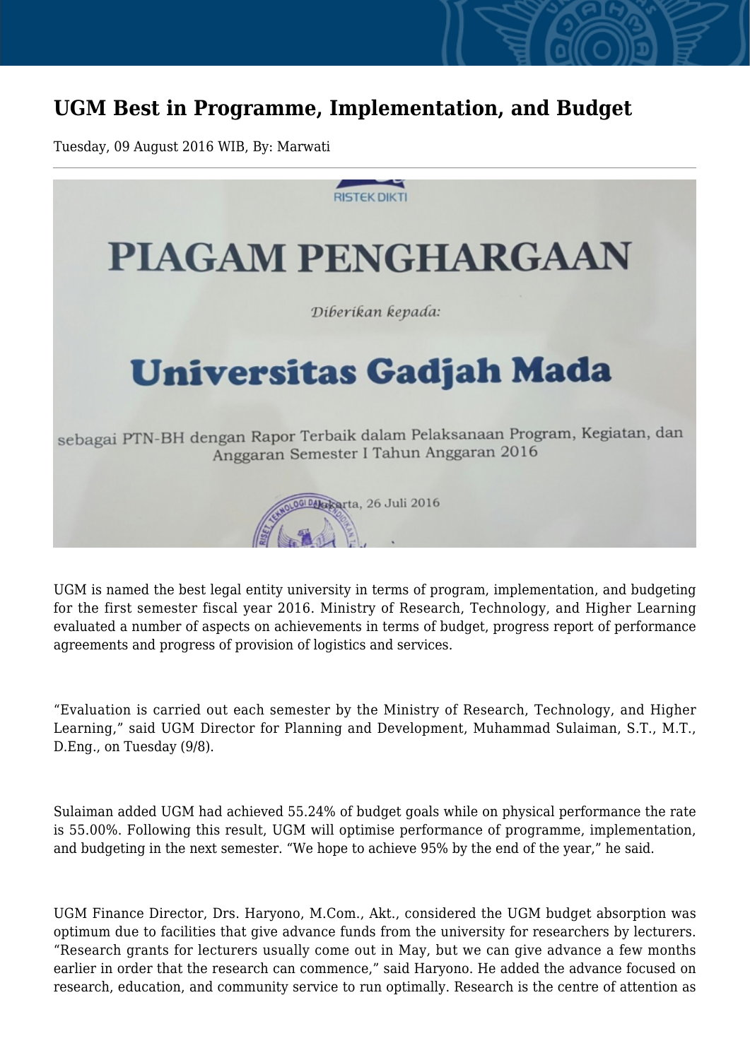# UGM Best in Programme, Implementation, and Budget

Tuesday, 09 August 2016 WIB, By: Marwati

UGM is named the best legal entity university in terms of program, implementation, and budgeting for the first semester fiscal year 2016. Ministry of Research, Technology, and Higher Learning evaluated a number of aspects on achievements in terms of budget, progress report of performance agreements and progress of provision of logistics and services.

"Evaluation is carried out each semester by the Ministry of Research, Technology, and Higher Learning," said UGM Director for Planning and Development, Muhammad Sulaiman, S.T., M.T., D.Eng., on Tuesday (9/8).

Sulaiman added UGM had achieved 55.24% of budget goals while on physical performance the rate is 55.00%. Following this result, UGM will optimise performance of programme, implementation, and budgeting in the next semester. "We hope to achieve 95% by the end of the year," he said.

UGM Finance Director, Drs. Haryono, M.Com., Akt., considered the UGM budget absorption was optimum due to facilities that give advance funds from the university for researchers by lecturers. "Research grants for lecturers usually come out in May, but we can give advance a few months earlier in order that the research can commence," said Haryono. He added the advance focused on research, education, and community service to run optimally. Research is the centre of attention as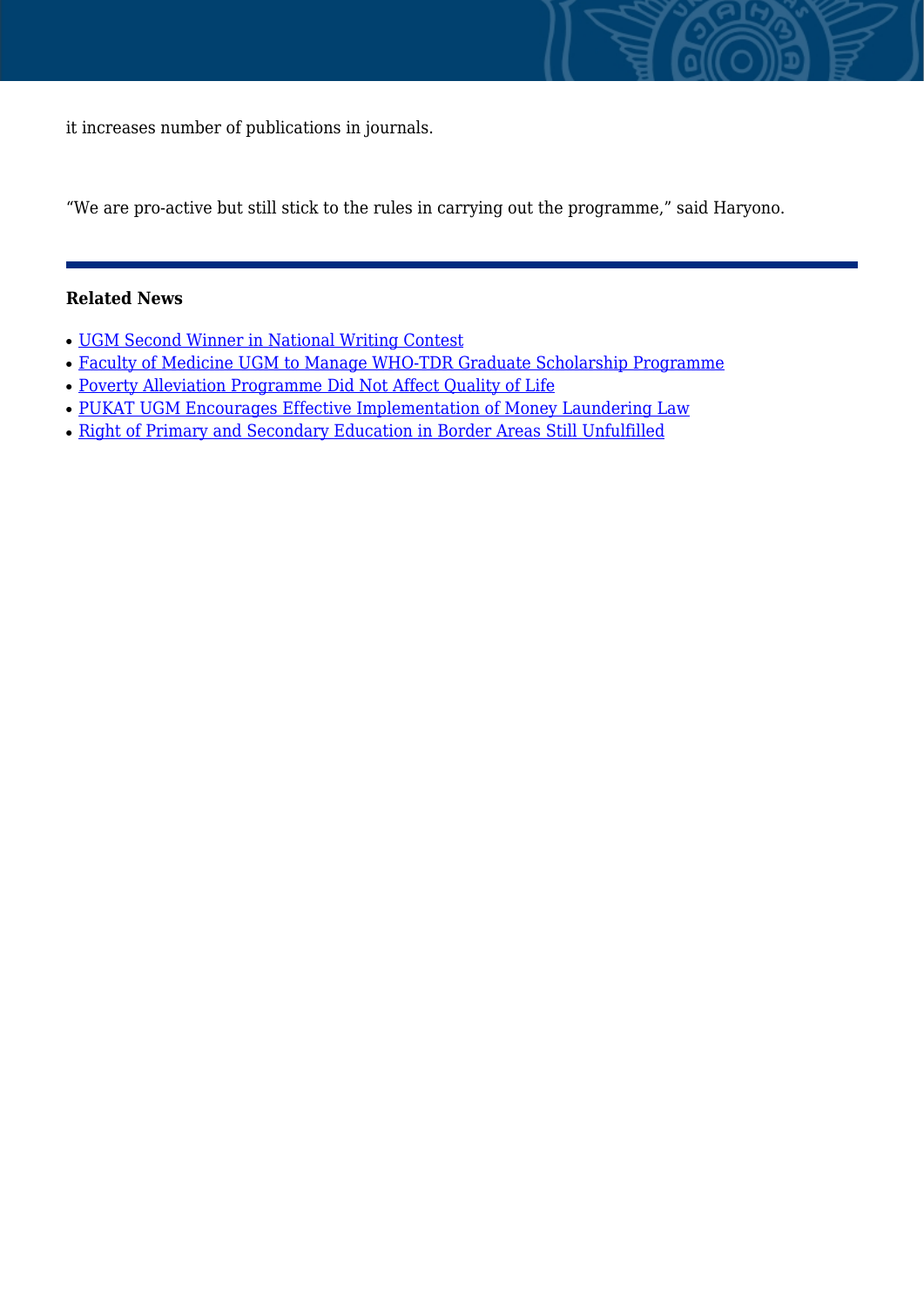it increases number of publications in journals.

“We are pro-active but still stick to the rules in carrying out the programme,” said Haryono.

---

**Related News**

- UGM Second Winner in National Writing Contest
- Faculty of Medicine UGM to Manage WHO-TDR Graduate Scholarship Programme
- Poverty Alleviation Programme Did Not Affect Quality of Life
- PUKAT UGM Encourages Effective Implementation of Money Laundering Law
- Right of Primary and Secondary Education in Border Areas Still Unfulfilled